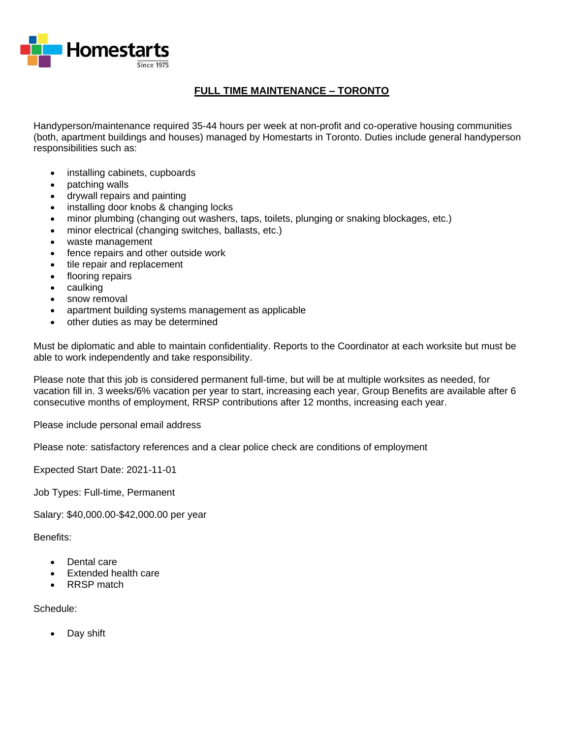Homestarts
Since 1975

# FULL TIME MAINTENANCE – TORONTO

Handyperson/maintenance required 35-44 hours per week at non-profit and co-operative housing communities (both, apartment buildings and houses) managed by Homestarts in Toronto. Duties include general handyperson responsibilities such as:

- installing cabinets, cupboards
- patching walls
- drywall repairs and painting
- installing door knobs & changing locks
- minor plumbing (changing out washers, taps, toilets, plunging or snaking blockages, etc.)
- minor electrical (changing switches, ballasts, etc.)
- waste management
- fence repairs and other outside work
- tile repair and replacement
- flooring repairs
- caulking
- snow removal
- apartment building systems management as applicable
- other duties as may be determined

Must be diplomatic and able to maintain confidentiality. Reports to the Coordinator at each worksite but must be able to work independently and take responsibility.

Please note that this job is considered permanent full-time, but will be at multiple worksites as needed, for vacation fill in. 3 weeks/6% vacation per year to start, increasing each year, Group Benefits are available after 6 consecutive months of employment, RRSP contributions after 12 months, increasing each year.

Please include personal email address

Please note: satisfactory references and a clear police check are conditions of employment

Expected Start Date: 2021-11-01

Job Types: Full-time, Permanent

Salary: $40,000.00-$42,000.00 per year

Benefits:

- Dental care
- Extended health care
- RRSP match

Schedule:

- Day shift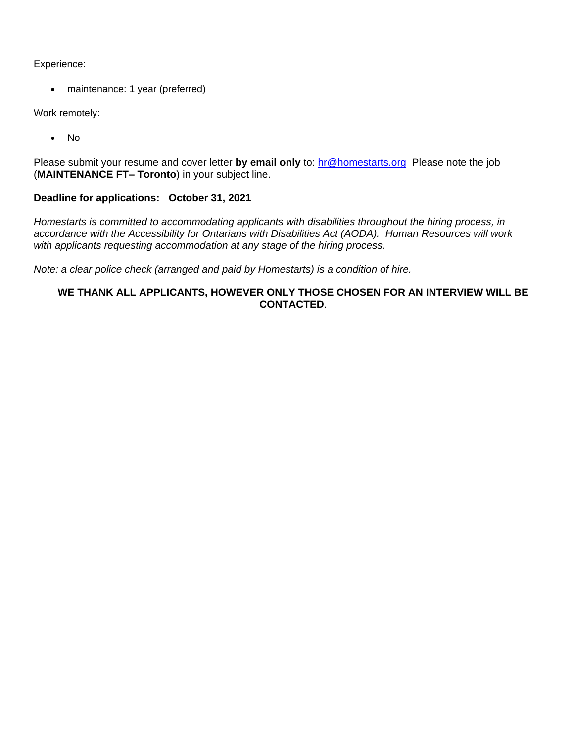Experience:

- maintenance: 1 year (preferred)

Work remotely:

- No

Please submit your resume and cover letter **by email only** to: hr@homestarts.org  Please note the job (**MAINTENANCE FT– Toronto**) in your subject line.

**Deadline for applications:   October 31, 2021**

*Homestarts is committed to accommodating applicants with disabilities throughout the hiring process, in accordance with the Accessibility for Ontarians with Disabilities Act (AODA).  Human Resources will work with applicants requesting accommodation at any stage of the hiring process.*

*Note: a clear police check (arranged and paid by Homestarts) is a condition of hire.*

**WE THANK ALL APPLICANTS, HOWEVER ONLY THOSE CHOSEN FOR AN INTERVIEW WILL BE CONTACTED**.